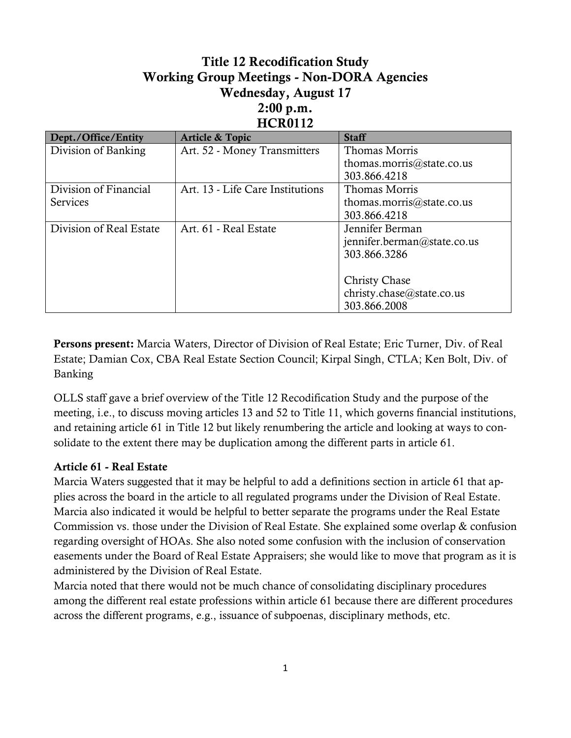# Title 12 Recodification Study
## Working Group Meetings - Non-DORA Agencies
## Wednesday, August 17
## 2:00 p.m.
## HCR0112

| Dept./Office/Entity | Article & Topic | Staff |
|---|---|---|
| Division of Banking | Art. 52 - Money Transmitters | Thomas Morris<br>thomas.morris@state.co.us<br>303.866.4218 |
| Division of Financial Services | Art. 13 - Life Care Institutions | Thomas Morris<br>thomas.morris@state.co.us<br>303.866.4218 |
| Division of Real Estate | Art. 61 - Real Estate | Jennifer Berman<br>jennifer.berman@state.co.us<br>303.866.3286<br><br>Christy Chase<br>christy.chase@state.co.us<br>303.866.2008 |

**Persons present:** Marcia Waters, Director of Division of Real Estate; Eric Turner, Div. of Real Estate; Damian Cox, CBA Real Estate Section Council; Kirpal Singh, CTLA; Ken Bolt, Div. of Banking

OLLS staff gave a brief overview of the Title 12 Recodification Study and the purpose of the meeting, i.e., to discuss moving articles 13 and 52 to Title 11, which governs financial institutions, and retaining article 61 in Title 12 but likely renumbering the article and looking at ways to consolidate to the extent there may be duplication among the different parts in article 61.

**Article 61 - Real Estate**

Marcia Waters suggested that it may be helpful to add a definitions section in article 61 that applies across the board in the article to all regulated programs under the Division of Real Estate. Marcia also indicated it would be helpful to better separate the programs under the Real Estate Commission vs. those under the Division of Real Estate. She explained some overlap & confusion regarding oversight of HOAs. She also noted some confusion with the inclusion of conservation easements under the Board of Real Estate Appraisers; she would like to move that program as it is administered by the Division of Real Estate.

Marcia noted that there would not be much chance of consolidating disciplinary procedures among the different real estate professions within article 61 because there are different procedures across the different programs, e.g., issuance of subpoenas, disciplinary methods, etc.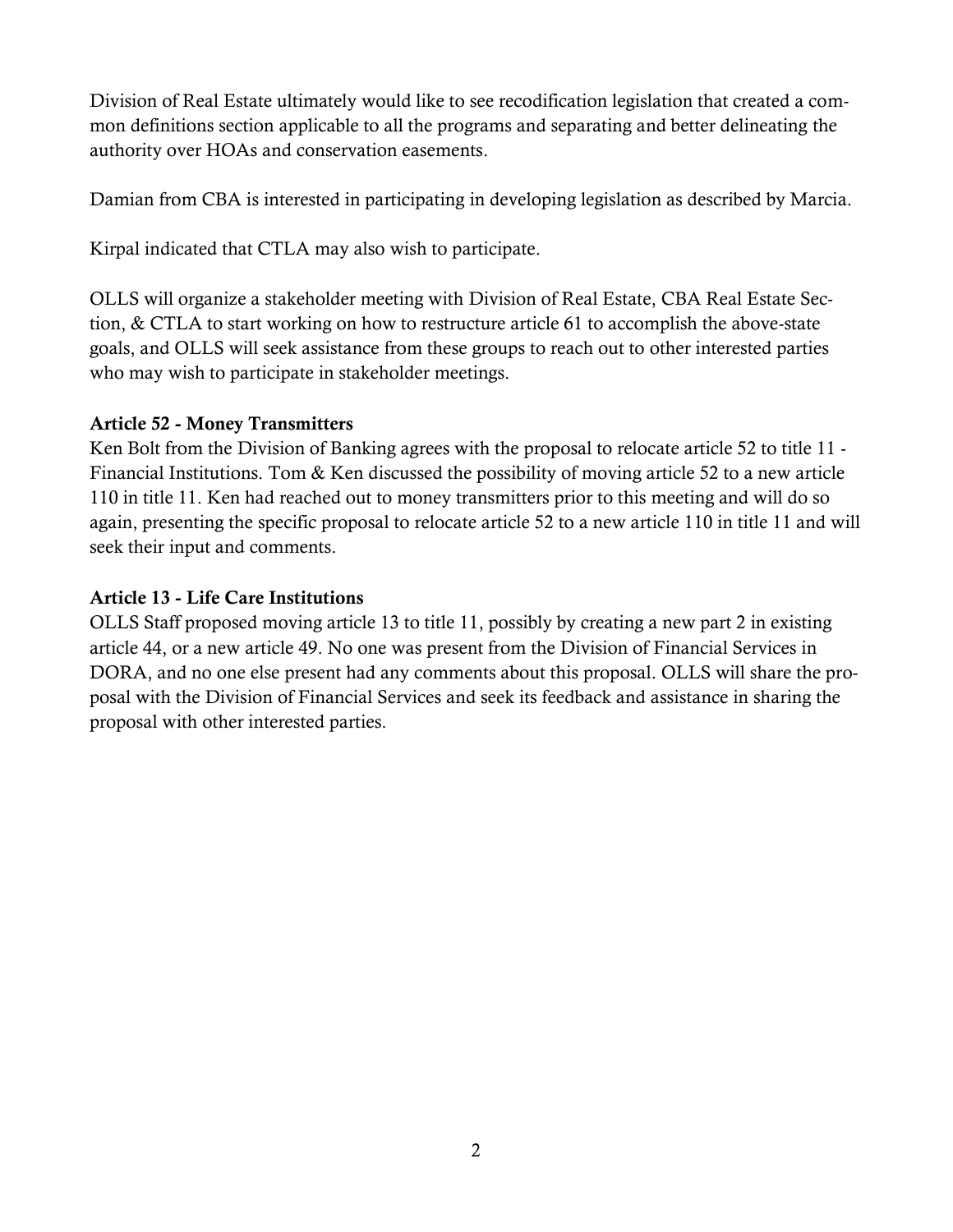Division of Real Estate ultimately would like to see recodification legislation that created a common definitions section applicable to all the programs and separating and better delineating the authority over HOAs and conservation easements.

Damian from CBA is interested in participating in developing legislation as described by Marcia.

Kirpal indicated that CTLA may also wish to participate.

OLLS will organize a stakeholder meeting with Division of Real Estate, CBA Real Estate Section, & CTLA to start working on how to restructure article 61 to accomplish the above-state goals, and OLLS will seek assistance from these groups to reach out to other interested parties who may wish to participate in stakeholder meetings.

**Article 52 - Money Transmitters**

Ken Bolt from the Division of Banking agrees with the proposal to relocate article 52 to title 11 - Financial Institutions. Tom & Ken discussed the possibility of moving article 52 to a new article 110 in title 11. Ken had reached out to money transmitters prior to this meeting and will do so again, presenting the specific proposal to relocate article 52 to a new article 110 in title 11 and will seek their input and comments.

**Article 13 - Life Care Institutions**

OLLS Staff proposed moving article 13 to title 11, possibly by creating a new part 2 in existing article 44, or a new article 49. No one was present from the Division of Financial Services in DORA, and no one else present had any comments about this proposal. OLLS will share the proposal with the Division of Financial Services and seek its feedback and assistance in sharing the proposal with other interested parties.